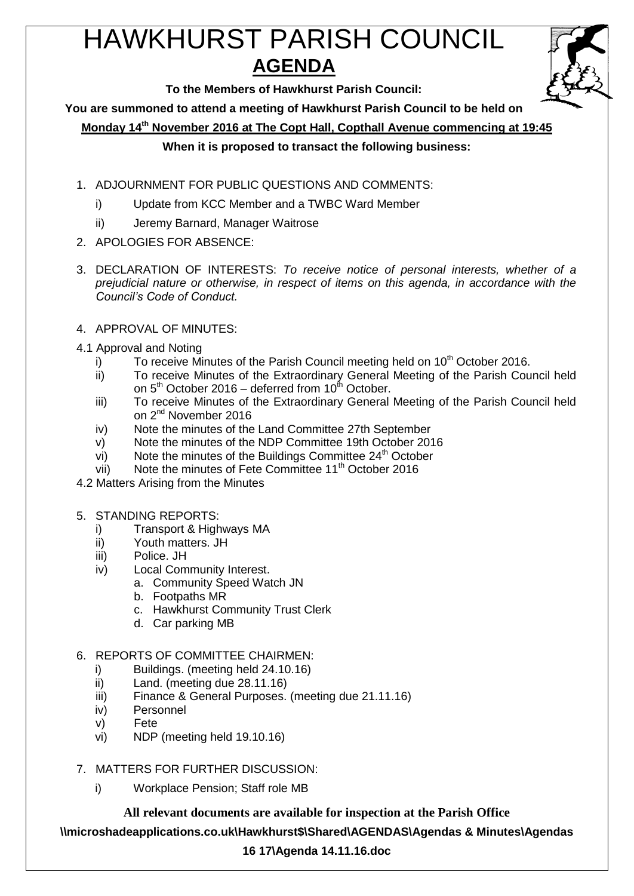# HAWKHURST PARISH COUNCIL

## AGENDA

**To the Members of Hawkhurst Parish Council:**

**You are summoned to attend a meeting of Hawkhurst Parish Council to be held on**

**Monday 14th November 2016 at The Copt Hall, Copthall Avenue commencing at 19:45**

**When it is proposed to transact the following business:**

1. ADJOURNMENT FOR PUBLIC QUESTIONS AND COMMENTS:
   - i) Update from KCC Member and a TWBC Ward Member
   - ii) Jeremy Barnard, Manager Waitrose
2. APOLOGIES FOR ABSENCE:
3. DECLARATION OF INTERESTS: *To receive notice of personal interests, whether of a prejudicial nature or otherwise, in respect of items on this agenda, in accordance with the Council's Code of Conduct.*
4. APPROVAL OF MINUTES:

4.1 Approval and Noting
   - i) To receive Minutes of the Parish Council meeting held on 10th October 2016.
   - ii) To receive Minutes of the Extraordinary General Meeting of the Parish Council held on 5th October 2016 – deferred from 10th October.
   - iii) To receive Minutes of the Extraordinary General Meeting of the Parish Council held on 2nd November 2016
   - iv) Note the minutes of the Land Committee 27th September
   - v) Note the minutes of the NDP Committee 19th October 2016
   - vi) Note the minutes of the Buildings Committee 24th October
   - vii) Note the minutes of Fete Committee 11th October 2016

4.2 Matters Arising from the Minutes

5. STANDING REPORTS:
   - i) Transport & Highways MA
   - ii) Youth matters. JH
   - iii) Police. JH
   - iv) Local Community Interest.
     - a. Community Speed Watch JN
     - b. Footpaths MR
     - c. Hawkhurst Community Trust Clerk
     - d. Car parking MB
6. REPORTS OF COMMITTEE CHAIRMEN:
   - i) Buildings. (meeting held 24.10.16)
   - ii) Land. (meeting due 28.11.16)
   - iii) Finance & General Purposes. (meeting due 21.11.16)
   - iv) Personnel
   - v) Fete
   - vi) NDP (meeting held 19.10.16)
7. MATTERS FOR FURTHER DISCUSSION:
   - i) Workplace Pension; Staff role MB

**All relevant documents are available for inspection at the Parish Office**

**\\microshadeapplications.co.uk\Hawkhurst$\Shared\AGENDAS\Agendas & Minutes\Agendas 16 17\Agenda 14.11.16.doc**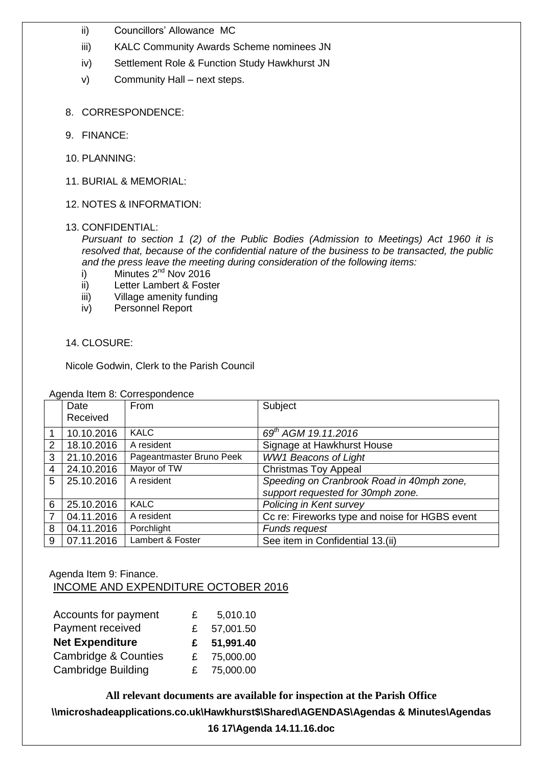ii) Councillors' Allowance MC

iii) KALC Community Awards Scheme nominees JN

iv) Settlement Role & Function Study Hawkhurst JN

v) Community Hall – next steps.

8. CORRESPONDENCE:

9. FINANCE:

10. PLANNING:

11. BURIAL & MEMORIAL:

12. NOTES & INFORMATION:

13. CONFIDENTIAL:

*Pursuant to section 1 (2) of the Public Bodies (Admission to Meetings) Act 1960 it is resolved that, because of the confidential nature of the business to be transacted, the public and the press leave the meeting during consideration of the following items:*

i) Minutes 2nd Nov 2016
ii) Letter Lambert & Foster
iii) Village amenity funding
iv) Personnel Report

14. CLOSURE:

Nicole Godwin, Clerk to the Parish Council

Agenda Item 8: Correspondence

| | Date Received | From | Subject |
|---|---|---|---|
| 1 | 10.10.2016 | KALC | *69th AGM 19.11.2016* |
| 2 | 18.10.2016 | A resident | Signage at Hawkhurst House |
| 3 | 21.10.2016 | Pageantmaster Bruno Peek | *WW1 Beacons of Light* |
| 4 | 24.10.2016 | Mayor of TW | Christmas Toy Appeal |
| 5 | 25.10.2016 | A resident | *Speeding on Cranbrook Road in 40mph zone, support requested for 30mph zone.* |
| 6 | 25.10.2016 | KALC | *Policing in Kent survey* |
| 7 | 04.11.2016 | A resident | Cc re: Fireworks type and noise for HGBS event |
| 8 | 04.11.2016 | Porchlight | *Funds request* |
| 9 | 07.11.2016 | Lambert & Foster | See item in Confidential 13.(ii) |

Agenda Item 9: Finance.

INCOME AND EXPENDITURE OCTOBER 2016

| | | |
|---|---|---|
| Accounts for payment | £ | 5,010.10 |
| Payment received | £ | 57,001.50 |
| **Net Expenditure** | **£** | **51,991.40** |
| Cambridge & Counties | £ | 75,000.00 |
| Cambridge Building | £ | 75,000.00 |

**All relevant documents are available for inspection at the Parish Office**

**\\microshadeapplications.co.uk\Hawkhurst$\Shared\AGENDAS\Agendas & Minutes\Agendas 16 17\Agenda 14.11.16.doc**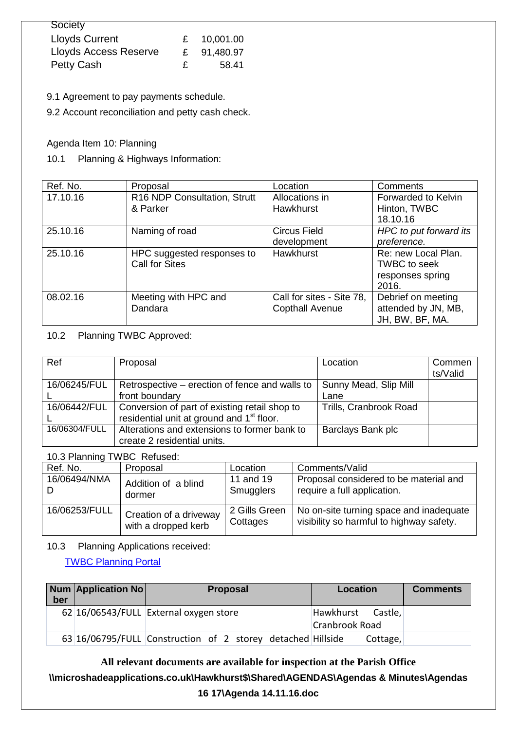| Society | | |
|---|---|---|
| Lloyds Current | £ | 10,001.00 |
| Lloyds Access Reserve | £ | 91,480.97 |
| Petty Cash | £ | 58.41 |

9.1 Agreement to pay payments schedule.

9.2 Account reconciliation and petty cash check.

Agenda Item 10: Planning

10.1 Planning & Highways Information:

| Ref. No. | Proposal | Location | Comments |
|---|---|---|---|
| 17.10.16 | R16 NDP Consultation, Strutt & Parker | Allocations in Hawkhurst | Forwarded to Kelvin Hinton, TWBC 18.10.16 |
| 25.10.16 | Naming of road | Circus Field development | *HPC to put forward its preference.* |
| 25.10.16 | HPC suggested responses to Call for Sites | Hawkhurst | Re: new Local Plan. TWBC to seek responses spring 2016. |
| 08.02.16 | Meeting with HPC and Dandara | Call for sites - Site 78, Copthall Avenue | Debrief on meeting attended by JN, MB, JH, BW, BF, MA. |

10.2 Planning TWBC Approved:

| Ref | Proposal | Location | Comments/Valid |
|---|---|---|---|
| 16/06245/FULL | Retrospective – erection of fence and walls to front boundary | Sunny Mead, Slip Mill Lane | |
| 16/06442/FULL | Conversion of part of existing retail shop to residential unit at ground and 1st floor. | Trills, Cranbrook Road | |
| 16/06304/FULL | Alterations and extensions to former bank to create 2 residential units. | Barclays Bank plc | |

10.3 Planning TWBC Refused:

| Ref. No. | Proposal | Location | Comments/Valid |
|---|---|---|---|
| 16/06494/NMAD | Addition of a blind dormer | 11 and 19 Smugglers | Proposal considered to be material and require a full application. |
| 16/06253/FULL | Creation of a driveway with a dropped kerb | 2 Gills Green Cottages | No on-site turning space and inadequate visibility so harmful to highway safety. |

10.3 Planning Applications received:

[TWBC Planning Portal]

| Number | Application No | Proposal | Location | Comments |
|---|---|---|---|---|
| 62 | 16/06543/FULL | External oxygen store | Hawkhurst Castle, Cranbrook Road | |
| 63 | 16/06795/FULL | Construction of 2 storey detached | Hillside Cottage, | |

**All relevant documents are available for inspection at the Parish Office**

**\\microshadeapplications.co.uk\Hawkhurst$\Shared\AGENDAS\Agendas & Minutes\Agendas 16 17\Agenda 14.11.16.doc**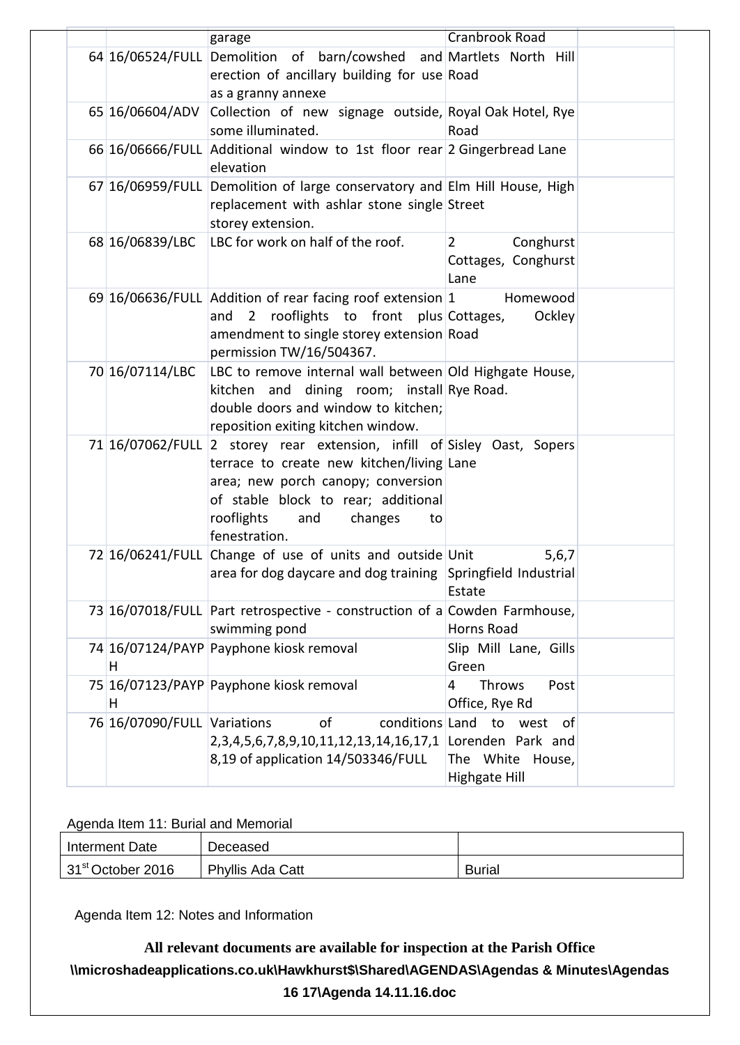| | | | | |
|---|---|---|---|---|
| | | garage | Cranbrook Road | |
| 64 | 16/06524/FULL | Demolition of barn/cowshed and erection of ancillary building for use as a granny annexe | Martlets North Hill Road | |
| 65 | 16/06604/ADV | Collection of new signage outside, some illuminated. | Royal Oak Hotel, Rye Road | |
| 66 | 16/06666/FULL | Additional window to 1st floor rear elevation | 2 Gingerbread Lane | |
| 67 | 16/06959/FULL | Demolition of large conservatory and replacement with ashlar stone single storey extension. | Elm Hill House, High Street | |
| 68 | 16/06839/LBC | LBC for work on half of the roof. | 2 Conghurst Cottages, Conghurst Lane | |
| 69 | 16/06636/FULL | Addition of rear facing roof extension and 2 rooflights to front plus amendment to single storey extension permission TW/16/504367. | 1 Homewood Cottages, Ockley Road | |
| 70 | 16/07114/LBC | LBC to remove internal wall between kitchen and dining room; install double doors and window to kitchen; reposition exiting kitchen window. | Old Highgate House, Rye Road. | |
| 71 | 16/07062/FULL | 2 storey rear extension, infill of terrace to create new kitchen/living area; new porch canopy; conversion of stable block to rear; additional rooflights and changes to fenestration. | Sisley Oast, Sopers Lane | |
| 72 | 16/06241/FULL | Change of use of units and outside area for dog daycare and dog training | Unit 5,6,7 Springfield Industrial Estate | |
| 73 | 16/07018/FULL | Part retrospective - construction of a swimming pond | Cowden Farmhouse, Horns Road | |
| 74 | 16/07124/PAYPH | Payphone kiosk removal | Slip Mill Lane, Gills Green | |
| 75 | 16/07123/PAYPH | Payphone kiosk removal | 4 Throws Post Office, Rye Rd | |
| 76 | 16/07090/FULL | Variations of conditions 2,3,4,5,6,7,8,9,10,11,12,13,14,16,17,18,19 of application 14/503346/FULL | Land to west of Lorenden Park and The White House, Highgate Hill | |

Agenda Item 11: Burial and Memorial

| Interment Date | Deceased | |
|---|---|---|
| 31st October 2016 | Phyllis Ada Catt | Burial |

Agenda Item 12: Notes and Information

**All relevant documents are available for inspection at the Parish Office**

**\\microshadeapplications.co.uk\Hawkhurst$\Shared\AGENDAS\Agendas & Minutes\Agendas 16 17\Agenda 14.11.16.doc**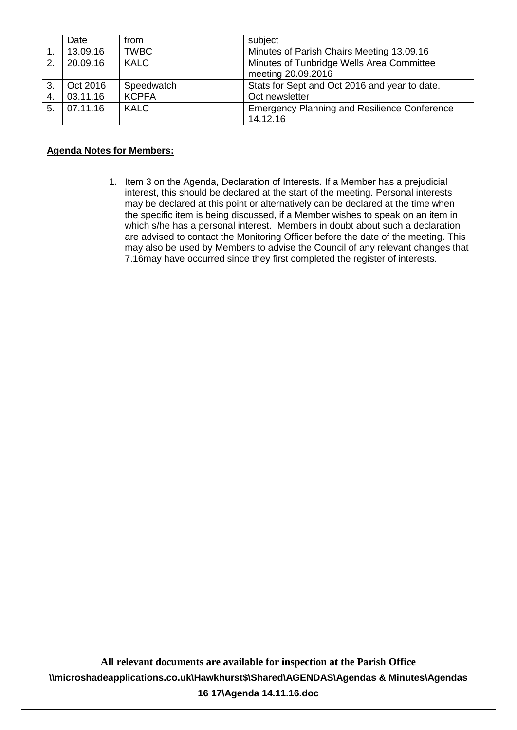| | Date | from | subject |
|---|---|---|---|
| 1. | 13.09.16 | TWBC | Minutes of Parish Chairs Meeting 13.09.16 |
| 2. | 20.09.16 | KALC | Minutes of Tunbridge Wells Area Committee meeting 20.09.2016 |
| 3. | Oct 2016 | Speedwatch | Stats for Sept and Oct 2016 and year to date. |
| 4. | 03.11.16 | KCPFA | Oct newsletter |
| 5. | 07.11.16 | KALC | Emergency Planning and Resilience Conference 14.12.16 |

**Agenda Notes for Members:**

1. Item 3 on the Agenda, Declaration of Interests. If a Member has a prejudicial interest, this should be declared at the start of the meeting. Personal interests may be declared at this point or alternatively can be declared at the time when the specific item is being discussed, if a Member wishes to speak on an item in which s/he has a personal interest. Members in doubt about such a declaration are advised to contact the Monitoring Officer before the date of the meeting. This may also be used by Members to advise the Council of any relevant changes that 7.16may have occurred since they first completed the register of interests.

**All relevant documents are available for inspection at the Parish Office**

**\\microshadeapplications.co.uk\Hawkhurst$\Shared\AGENDAS\Agendas & Minutes\Agendas 16 17\Agenda 14.11.16.doc**